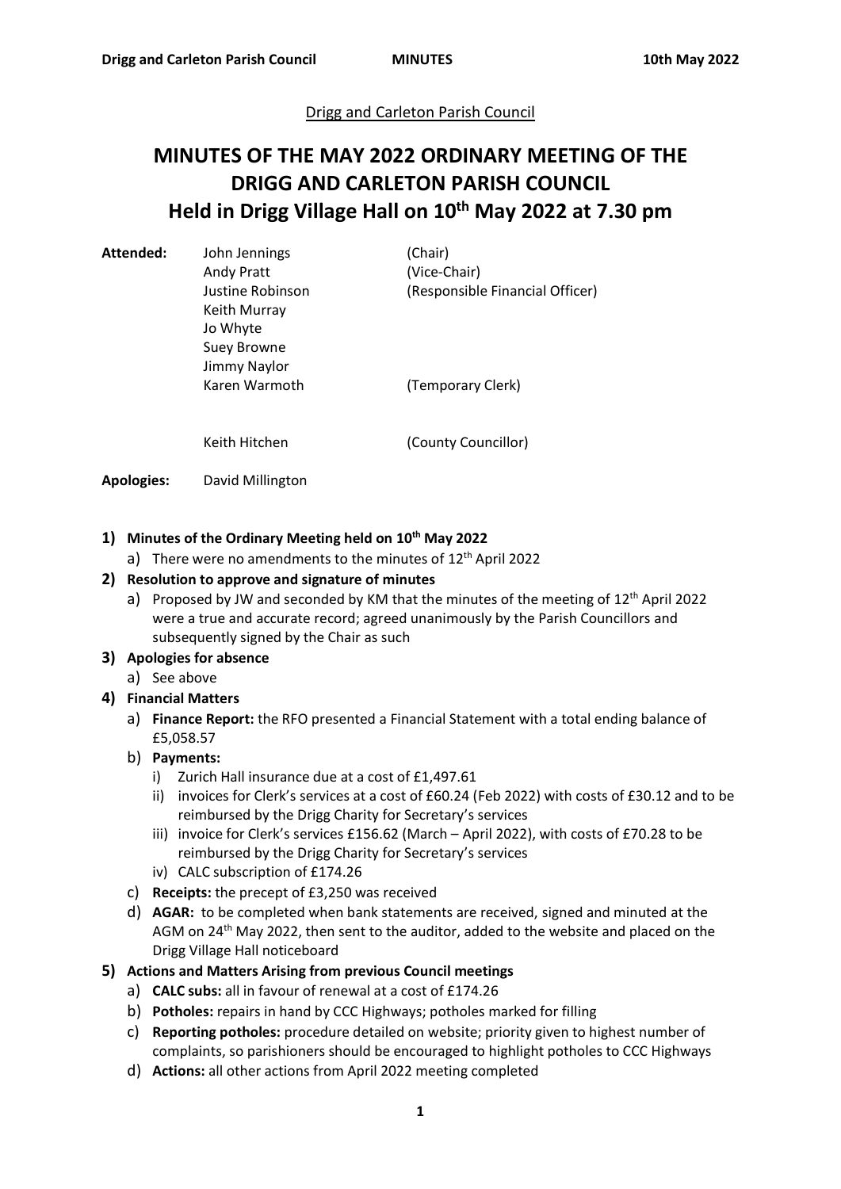Drigg and Carleton Parish Council

# MINUTES OF THE MAY 2022 ORDINARY MEETING OF THE DRIGG AND CARLETON PARISH COUNCIL
## Held in Drigg Village Hall on 10th May 2022 at 7.30 pm

| **Attended:** | John Jennings | (Chair) |
|---|---|---|
| | Andy Pratt | (Vice-Chair) |
| | Justine Robinson | (Responsible Financial Officer) |
| | Keith Murray | |
| | Jo Whyte | |
| | Suey Browne | |
| | Jimmy Naylor | |
| | Karen Warmoth | (Temporary Clerk) |
| | | |
| | Keith Hitchen | (County Councillor) |
| **Apologies:** | David Millington | |

1) **Minutes of the Ordinary Meeting held on 10th May 2022**
   a) There were no amendments to the minutes of 12th April 2022
2) **Resolution to approve and signature of minutes**
   a) Proposed by JW and seconded by KM that the minutes of the meeting of 12th April 2022 were a true and accurate record; agreed unanimously by the Parish Councillors and subsequently signed by the Chair as such
3) **Apologies for absence**
   a) See above
4) **Financial Matters**
   a) **Finance Report:** the RFO presented a Financial Statement with a total ending balance of £5,058.57
   b) **Payments:**
      i) Zurich Hall insurance due at a cost of £1,497.61
      ii) invoices for Clerk's services at a cost of £60.24 (Feb 2022) with costs of £30.12 and to be reimbursed by the Drigg Charity for Secretary's services
      iii) invoice for Clerk's services £156.62 (March – April 2022), with costs of £70.28 to be reimbursed by the Drigg Charity for Secretary's services
      iv) CALC subscription of £174.26
   c) **Receipts:** the precept of £3,250 was received
   d) **AGAR:** to be completed when bank statements are received, signed and minuted at the AGM on 24th May 2022, then sent to the auditor, added to the website and placed on the Drigg Village Hall noticeboard
5) **Actions and Matters Arising from previous Council meetings**
   a) **CALC subs:** all in favour of renewal at a cost of £174.26
   b) **Potholes:** repairs in hand by CCC Highways; potholes marked for filling
   c) **Reporting potholes:** procedure detailed on website; priority given to highest number of complaints, so parishioners should be encouraged to highlight potholes to CCC Highways
   d) **Actions:** all other actions from April 2022 meeting completed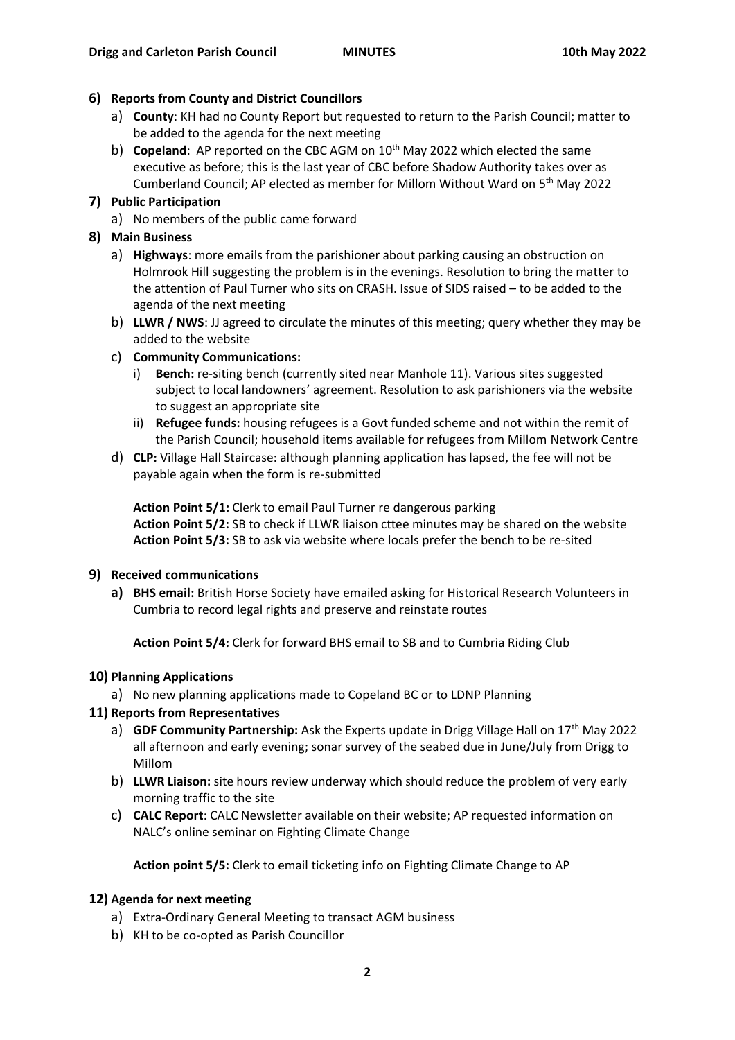## 6) Reports from County and District Councillors

a) **County**: KH had no County Report but requested to return to the Parish Council; matter to be added to the agenda for the next meeting

b) **Copeland**: AP reported on the CBC AGM on 10th May 2022 which elected the same executive as before; this is the last year of CBC before Shadow Authority takes over as Cumberland Council; AP elected as member for Millom Without Ward on 5th May 2022

## 7) Public Participation

a) No members of the public came forward

## 8) Main Business

a) **Highways**: more emails from the parishioner about parking causing an obstruction on Holmrook Hill suggesting the problem is in the evenings. Resolution to bring the matter to the attention of Paul Turner who sits on CRASH. Issue of SIDS raised – to be added to the agenda of the next meeting

b) **LLWR / NWS**: JJ agreed to circulate the minutes of this meeting; query whether they may be added to the website

c) **Community Communications:**

   i) **Bench:** re-siting bench (currently sited near Manhole 11). Various sites suggested subject to local landowners' agreement. Resolution to ask parishioners via the website to suggest an appropriate site

   ii) **Refugee funds:** housing refugees is a Govt funded scheme and not within the remit of the Parish Council; household items available for refugees from Millom Network Centre

d) **CLP:** Village Hall Staircase: although planning application has lapsed, the fee will not be payable again when the form is re-submitted

**Action Point 5/1:** Clerk to email Paul Turner re dangerous parking
**Action Point 5/2:** SB to check if LLWR liaison cttee minutes may be shared on the website
**Action Point 5/3:** SB to ask via website where locals prefer the bench to be re-sited

## 9) Received communications

**a) BHS email:** British Horse Society have emailed asking for Historical Research Volunteers in Cumbria to record legal rights and preserve and reinstate routes

**Action Point 5/4:** Clerk for forward BHS email to SB and to Cumbria Riding Club

## 10) Planning Applications

a) No new planning applications made to Copeland BC or to LDNP Planning

## 11) Reports from Representatives

a) **GDF Community Partnership:** Ask the Experts update in Drigg Village Hall on 17th May 2022 all afternoon and early evening; sonar survey of the seabed due in June/July from Drigg to Millom

b) **LLWR Liaison:** site hours review underway which should reduce the problem of very early morning traffic to the site

c) **CALC Report**: CALC Newsletter available on their website; AP requested information on NALC's online seminar on Fighting Climate Change

**Action point 5/5:** Clerk to email ticketing info on Fighting Climate Change to AP

## 12) Agenda for next meeting

a) Extra-Ordinary General Meeting to transact AGM business

b) KH to be co-opted as Parish Councillor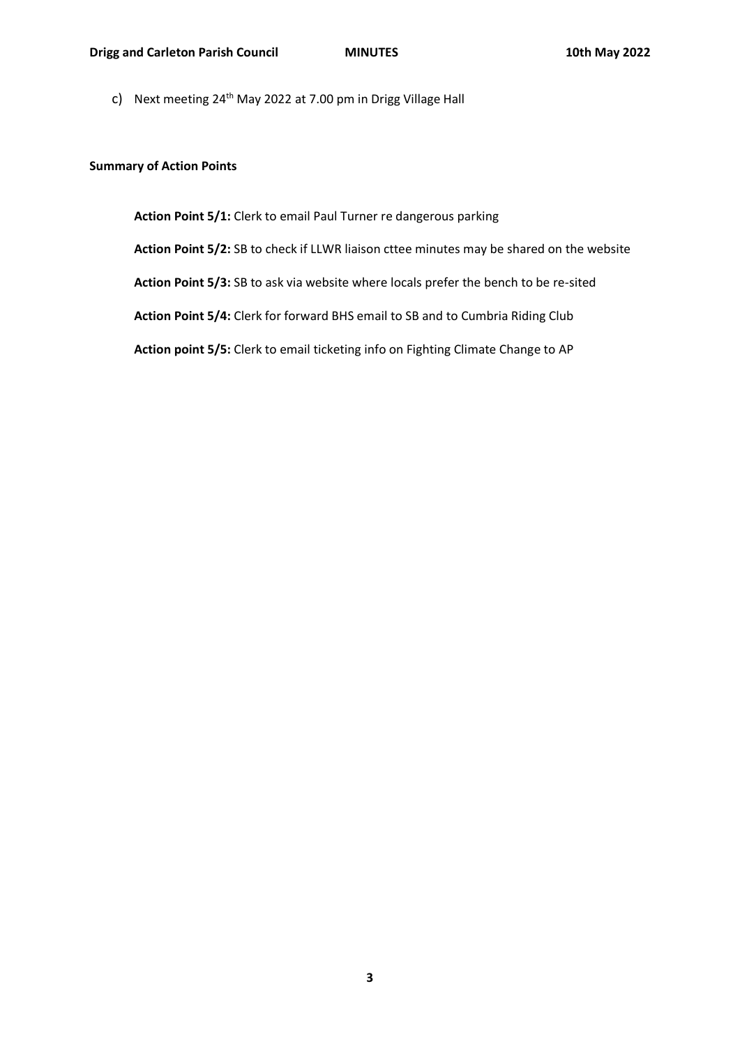c) Next meeting 24th May 2022 at 7.00 pm in Drigg Village Hall

**Summary of Action Points**

**Action Point 5/1:** Clerk to email Paul Turner re dangerous parking

**Action Point 5/2:** SB to check if LLWR liaison cttee minutes may be shared on the website

**Action Point 5/3:** SB to ask via website where locals prefer the bench to be re-sited

**Action Point 5/4:** Clerk for forward BHS email to SB and to Cumbria Riding Club

**Action point 5/5:** Clerk to email ticketing info on Fighting Climate Change to AP